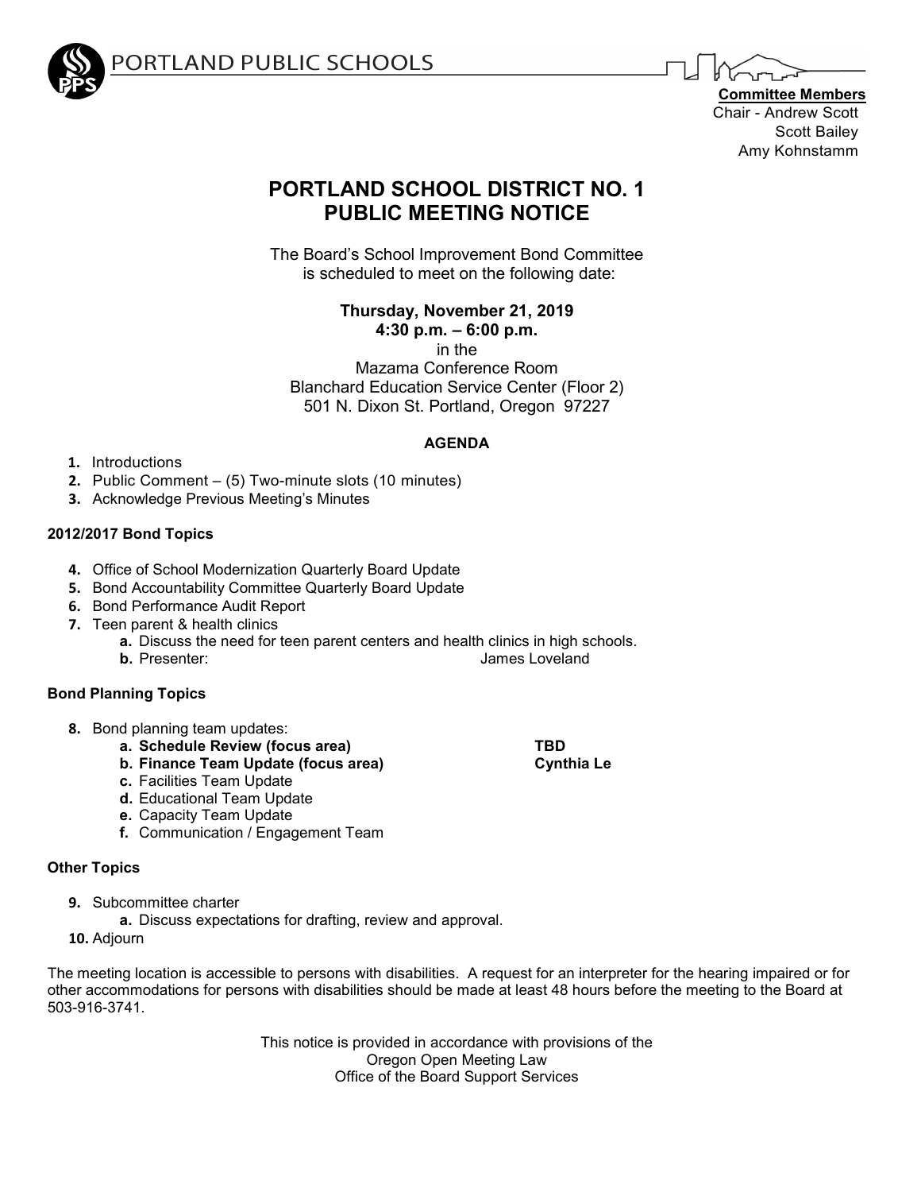PORTLAND PUBLIC SCHOOLS

**Committee Members**
Chair - Andrew Scott
Scott Bailey
Amy Kohnstamm

# PORTLAND SCHOOL DISTRICT NO. 1
# PUBLIC MEETING NOTICE

The Board's School Improvement Bond Committee
is scheduled to meet on the following date:

**Thursday, November 21, 2019**
**4:30 p.m. – 6:00 p.m.**
in the
Mazama Conference Room
Blanchard Education Service Center (Floor 2)
501 N. Dixon St. Portland, Oregon 97227

## AGENDA

1. Introductions
2. Public Comment – (5) Two-minute slots (10 minutes)
3. Acknowledge Previous Meeting's Minutes

### 2012/2017 Bond Topics

4. Office of School Modernization Quarterly Board Update
5. Bond Accountability Committee Quarterly Board Update
6. Bond Performance Audit Report
7. Teen parent & health clinics
   a. Discuss the need for teen parent centers and health clinics in high schools.
   b. Presenter: James Loveland

### Bond Planning Topics

8. Bond planning team updates:
   a. **Schedule Review (focus area)** **TBD**
   b. **Finance Team Update (focus area)** **Cynthia Le**
   c. Facilities Team Update
   d. Educational Team Update
   e. Capacity Team Update
   f. Communication / Engagement Team

### Other Topics

9. Subcommittee charter
   a. Discuss expectations for drafting, review and approval.
10. Adjourn

The meeting location is accessible to persons with disabilities. A request for an interpreter for the hearing impaired or for other accommodations for persons with disabilities should be made at least 48 hours before the meeting to the Board at 503-916-3741.

This notice is provided in accordance with provisions of the
Oregon Open Meeting Law
Office of the Board Support Services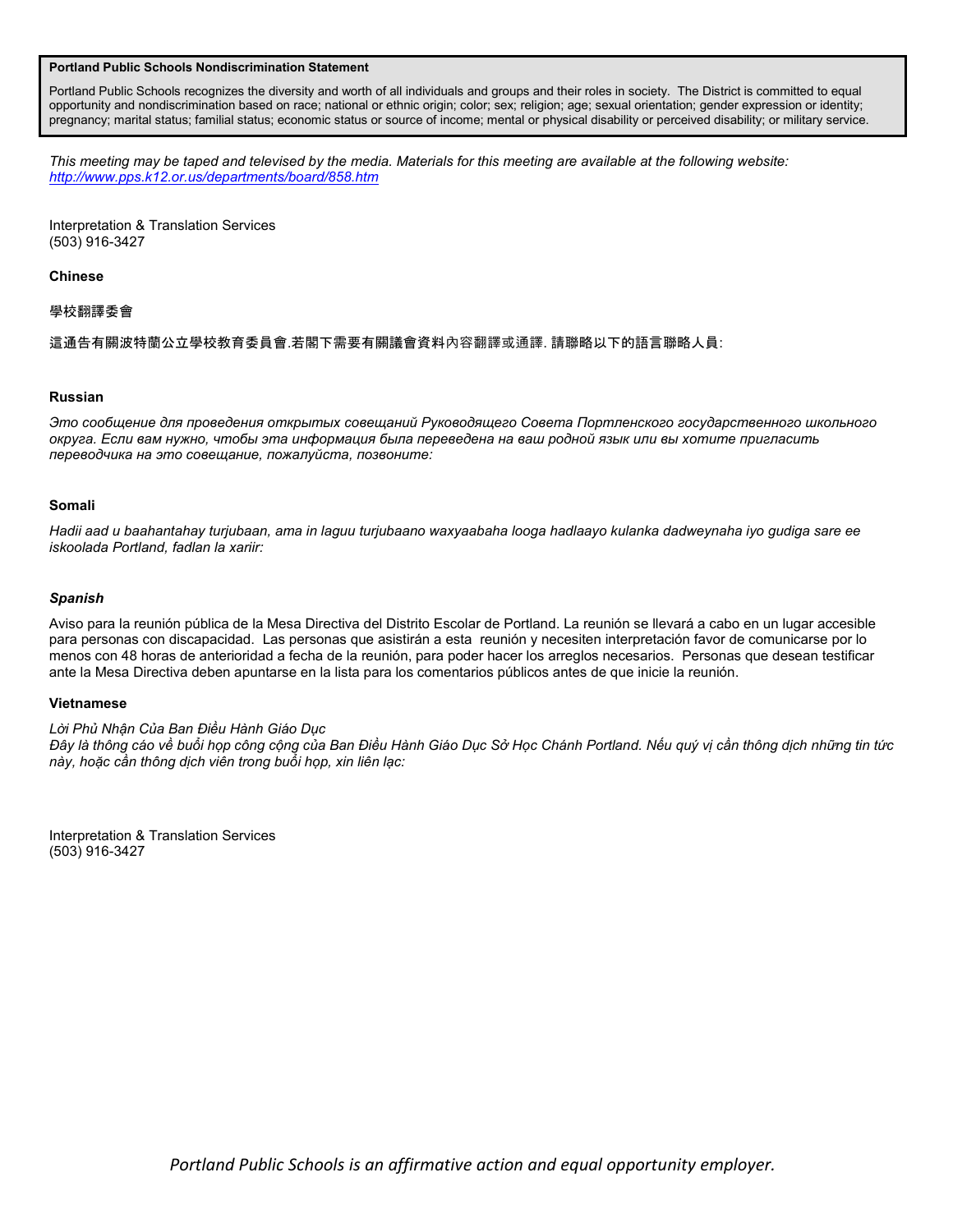**Portland Public Schools Nondiscrimination Statement**

Portland Public Schools recognizes the diversity and worth of all individuals and groups and their roles in society. The District is committed to equal opportunity and nondiscrimination based on race; national or ethnic origin; color; sex; religion; age; sexual orientation; gender expression or identity; pregnancy; marital status; familial status; economic status or source of income; mental or physical disability or perceived disability; or military service.

*This meeting may be taped and televised by the media. Materials for this meeting are available at the following website: http://www.pps.k12.or.us/departments/board/858.htm*

Interpretation & Translation Services
(503) 916-3427

**Chinese**

學校翻譯委會

這通告有關波特蘭公立學校教育委員會.若閣下需要有關議會資料內容翻譯或通譯. 請聯略以下的語言聯略人員:

**Russian**

*Это сообщение для проведения открытых совещаний Руководящего Совета Портленского государственного школьного округа. Если вам нужно, чтобы эта информация была переведена на ваш родной язык или вы хотите пригласить переводчика на это совещание, пожалуйста, позвоните:*

**Somali**

*Hadii aad u baahantahay turjubaan, ama in laguu turjubaano waxyaabaha looga hadlaayo kulanka dadweynaha iyo gudiga sare ee iskoolada Portland, fadlan la xariir:*

***Spanish***

Aviso para la reunión pública de la Mesa Directiva del Distrito Escolar de Portland. La reunión se llevará a cabo en un lugar accesible para personas con discapacidad. Las personas que asistirán a esta reunión y necesiten interpretación favor de comunicarse por lo menos con 48 horas de anterioridad a fecha de la reunión, para poder hacer los arreglos necesarios. Personas que desean testificar ante la Mesa Directiva deben apuntarse en la lista para los comentarios públicos antes de que inicie la reunión.

**Vietnamese**

*Lời Phủ Nhận Của Ban Điều Hành Giáo Dục*
*Đây là thông cáo về buổi họp công cộng của Ban Điều Hành Giáo Dục Sở Học Chánh Portland. Nếu quý vị cần thông dịch những tin tức này, hoặc cần thông dịch viên trong buổi họp, xin liên lạc:*

Interpretation & Translation Services
(503) 916-3427

*Portland Public Schools is an affirmative action and equal opportunity employer.*